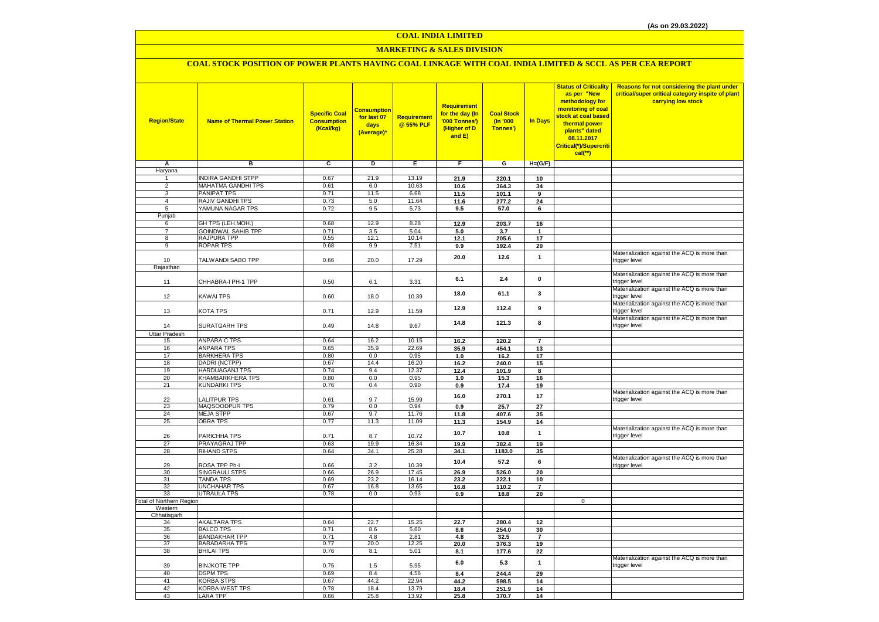(As on 29.03.2022)

# COAL INDIA LIMITED

## MARKETING & SALES DIVISION

### COAL STOCK POSITION OF POWER PLANTS HAVING COAL LINKAGE WITH COAL INDIA LIMITED & SCCL AS PER CEA REPORT

| Region/State | Name of Thermal Power Station | Specific Coal Consumption (Kcal/kg) | Consumption for last 07 days (Average)* | Requirement @ 55% PLF | Requirement for the day (In '000 Tonnes') (Higher of D and E) | Coal Stock (In '000 Tonnes') | In Days | Status of Criticality as per "New methodology for monitoring of coal stock at coal based thermal power plants" dated 08.11.2017 Critical(*)/Supercritical(**) | Reasons for not considering the plant under critical/super critical category inspite of plant carrying low stock |
|---|---|---|---|---|---|---|---|---|---|
| A | B | C | D | E | F | G | H=(G/F) | | |
| Haryana | | | | | | | | | |
| 1 | INDIRA GANDHI STPP | 0.67 | 21.9 | 13.19 | 21.9 | 220.1 | 10 | | |
| 2 | MAHATMA GANDHI TPS | 0.61 | 6.0 | 10.63 | 10.6 | 364.3 | 34 | | |
| 3 | PANIPAT TPS | 0.71 | 11.5 | 6.68 | 11.5 | 101.1 | 9 | | |
| 4 | RAJIV GANDHI TPS | 0.73 | 5.0 | 11.64 | 11.6 | 277.2 | 24 | | |
| 5 | YAMUNA NAGAR TPS | 0.72 | 9.5 | 5.73 | 9.5 | 57.0 | 6 | | |
| Punjab | | | | | | | | | |
| 6 | GH TPS (LEH.MOH.) | 0.68 | 12.9 | 8.28 | 12.9 | 203.7 | 16 | | |
| 7 | GOINDWAL SAHIB TPP | 0.71 | 3.5 | 5.04 | 5.0 | 3.7 | 1 | | |
| 8 | RAJPURA TPP | 0.55 | 12.1 | 10.14 | 12.1 | 205.6 | 17 | | |
| 9 | ROPAR TPS | 0.68 | 9.9 | 7.51 | 9.9 | 192.4 | 20 | | |
| 10 | TALWANDI SABO TPP | 0.66 | 20.0 | 17.29 | 20.0 | 12.6 | 1 | | Materialization against the ACQ is more than trigger level |
| Rajasthan | | | | | | | | | |
| 11 | CHHABRA-I PH-1 TPP | 0.50 | 6.1 | 3.31 | 6.1 | 2.4 | 0 | | Materialization against the ACQ is more than trigger level |
| 12 | KAWAI TPS | 0.60 | 18.0 | 10.39 | 18.0 | 61.1 | 3 | | Materialization against the ACQ is more than trigger level |
| 13 | KOTA TPS | 0.71 | 12.9 | 11.59 | 12.9 | 112.4 | 9 | | Materialization against the ACQ is more than trigger level |
| 14 | SURATGARH TPS | 0.49 | 14.8 | 9.67 | 14.8 | 121.3 | 8 | | Materialization against the ACQ is more than trigger level |
| Uttar Pradesh | | | | | | | | | |
| 15 | ANPARA C TPS | 0.64 | 16.2 | 10.15 | 16.2 | 120.2 | 7 | | |
| 16 | ANPARA TPS | 0.65 | 35.9 | 22.69 | 35.9 | 454.1 | 13 | | |
| 17 | BARKHERA TPS | 0.80 | 0.0 | 0.95 | 1.0 | 16.2 | 17 | | |
| 18 | DADRI (NCTPP) | 0.67 | 14.4 | 16.20 | 16.2 | 240.0 | 15 | | |
| 19 | HARDUAGANJ TPS | 0.74 | 9.4 | 12.37 | 12.4 | 101.9 | 8 | | |
| 20 | KHAMBARKHERA TPS | 0.80 | 0.0 | 0.95 | 1.0 | 15.3 | 16 | | |
| 21 | KUNDARKI TPS | 0.76 | 0.4 | 0.90 | 0.9 | 17.4 | 19 | | |
| 22 | LALITPUR TPS | 0.61 | 9.7 | 15.99 | 16.0 | 270.1 | 17 | | Materialization against the ACQ is more than trigger level |
| 23 | MAQSOODPUR TPS | 0.79 | 0.0 | 0.94 | 0.9 | 25.7 | 27 | | |
| 24 | MEJA STPP | 0.67 | 9.7 | 11.76 | 11.8 | 407.6 | 35 | | |
| 25 | OBRA TPS | 0.77 | 11.3 | 11.09 | 11.3 | 154.9 | 14 | | |
| 26 | PARICHHA TPS | 0.71 | 8.7 | 10.72 | 10.7 | 10.8 | 1 | | Materialization against the ACQ is more than trigger level |
| 27 | PRAYAGRAJ TPP | 0.63 | 19.9 | 16.34 | 19.9 | 382.4 | 19 | | |
| 28 | RIHAND STPS | 0.64 | 34.1 | 25.28 | 34.1 | 1183.0 | 35 | | |
| 29 | ROSA TPP Ph-I | 0.66 | 3.2 | 10.39 | 10.4 | 57.2 | 6 | | Materialization against the ACQ is more than trigger level |
| 30 | SINGRAULI STPS | 0.66 | 26.9 | 17.45 | 26.9 | 526.0 | 20 | | |
| 31 | TANDA TPS | 0.69 | 23.2 | 16.14 | 23.2 | 222.1 | 10 | | |
| 32 | UNCHAHAR TPS | 0.67 | 16.8 | 13.65 | 16.8 | 110.2 | 7 | | |
| 33 | UTRAULA TPS | 0.78 | 0.0 | 0.93 | 0.9 | 18.8 | 20 | | |
| Total of Northern Region | | | | | | | | 0 | |
| Western | | | | | | | | | |
| Chhatisgarh | | | | | | | | | |
| 34 | AKALTARA TPS | 0.64 | 22.7 | 15.25 | 22.7 | 280.4 | 12 | | |
| 35 | BALCO TPS | 0.71 | 8.6 | 5.60 | 8.6 | 254.0 | 30 | | |
| 36 | BANDAKHAR TPP | 0.71 | 4.8 | 2.81 | 4.8 | 32.5 | 7 | | |
| 37 | BARADARHA TPS | 0.77 | 20.0 | 12.25 | 20.0 | 376.3 | 19 | | |
| 38 | BHILAI TPS | 0.76 | 8.1 | 5.01 | 8.1 | 177.6 | 22 | | |
| 39 | BINJKOTE TPP | 0.75 | 1.5 | 5.95 | 6.0 | 5.3 | 1 | | Materialization against the ACQ is more than trigger level |
| 40 | DSPM TPS | 0.69 | 8.4 | 4.56 | 8.4 | 244.4 | 29 | | |
| 41 | KORBA STPS | 0.67 | 44.2 | 22.94 | 44.2 | 598.5 | 14 | | |
| 42 | KORBA-WEST TPS | 0.78 | 18.4 | 13.79 | 18.4 | 251.9 | 14 | | |
| 43 | LARA TPP | 0.66 | 25.8 | 13.92 | 25.8 | 370.7 | 14 | | |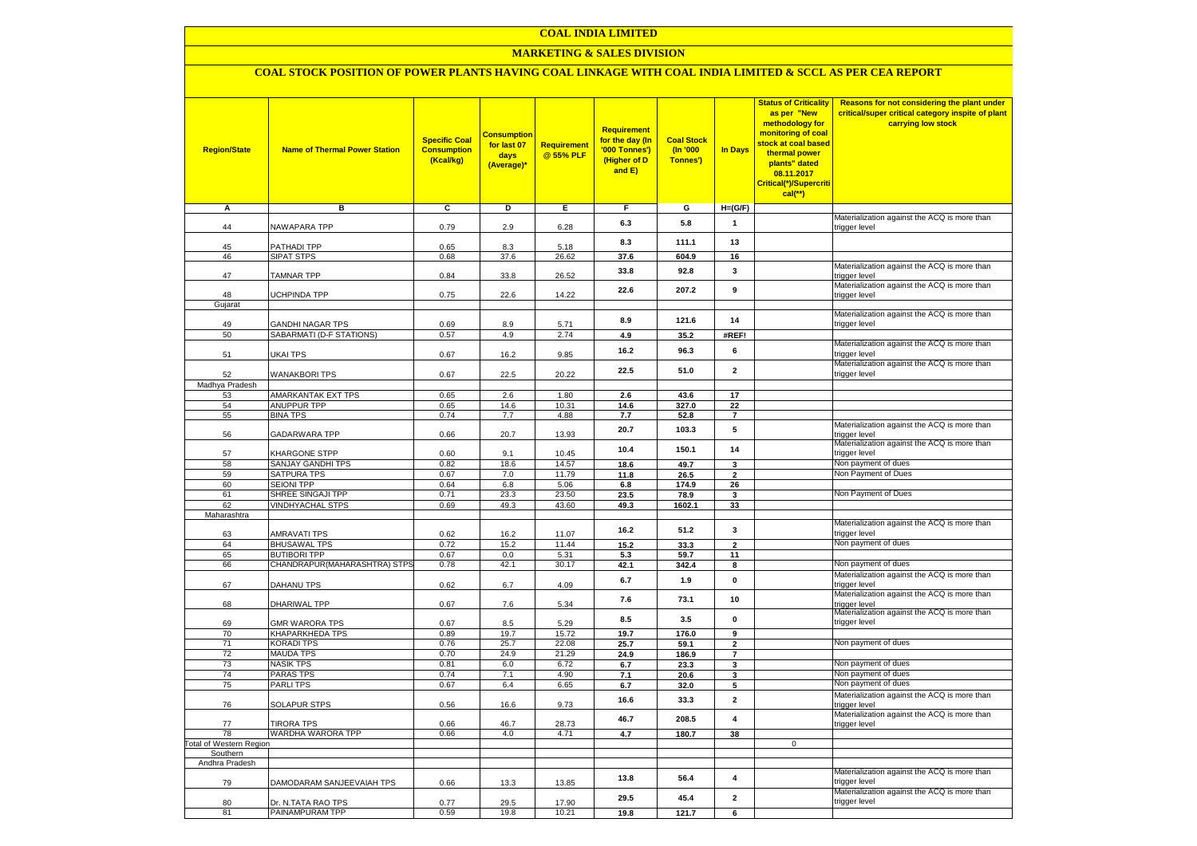# COAL INDIA LIMITED

## MARKETING & SALES DIVISION

### COAL STOCK POSITION OF POWER PLANTS HAVING COAL LINKAGE WITH COAL INDIA LIMITED & SCCL AS PER CEA REPORT

| Region/State | Name of Thermal Power Station | Specific Coal Consumption (Kcal/kg) | Consumption for last 07 days (Average)* | Requirement @ 55% PLF | Requirement for the day (In '000 Tonnes') (Higher of D and E) | Coal Stock (In '000 Tonnes') | In Days | Status of Criticality as per "New methodology for monitoring of coal stock at coal based thermal power plants" dated 08.11.2017 Critical(*)/Supercritical(**) | Reasons for not considering the plant under critical/super critical category inspite of plant carrying low stock |
|---|---|---|---|---|---|---|---|---|---|
| A | B | C | D | E | F | G | H=(G/F) | | |
| 44 | NAWAPARA TPP | 0.79 | 2.9 | 6.28 | 6.3 | 5.8 | 1 | | Materialization against the ACQ is more than trigger level |
| 45 | PATHADI TPP | 0.65 | 8.3 | 5.18 | 8.3 | 111.1 | 13 | | |
| 46 | SIPAT STPS | 0.68 | 37.6 | 26.62 | 37.6 | 604.9 | 16 | | |
| 47 | TAMNAR TPP | 0.84 | 33.8 | 26.52 | 33.8 | 92.8 | 3 | | Materialization against the ACQ is more than trigger level |
| 48 | UCHPINDA TPP | 0.75 | 22.6 | 14.22 | 22.6 | 207.2 | 9 | | Materialization against the ACQ is more than trigger level |
| Gujarat | | | | | | | | | |
| 49 | GANDHI NAGAR TPS | 0.69 | 8.9 | 5.71 | 8.9 | 121.6 | 14 | | Materialization against the ACQ is more than trigger level |
| 50 | SABARMATI (D-F STATIONS) | 0.57 | 4.9 | 2.74 | 4.9 | 35.2 | #REF! | | |
| 51 | UKAI TPS | 0.67 | 16.2 | 9.85 | 16.2 | 96.3 | 6 | | Materialization against the ACQ is more than trigger level |
| 52 | WANAKBORI TPS | 0.67 | 22.5 | 20.22 | 22.5 | 51.0 | 2 | | Materialization against the ACQ is more than trigger level |
| Madhya Pradesh | | | | | | | | | |
| 53 | AMARKANTAK EXT TPS | 0.65 | 2.6 | 1.80 | 2.6 | 43.6 | 17 | | |
| 54 | ANUPPUR TPP | 0.65 | 14.6 | 10.31 | 14.6 | 327.0 | 22 | | |
| 55 | BINA TPS | 0.74 | 7.7 | 4.88 | 7.7 | 52.8 | 7 | | |
| 56 | GADARWARA TPP | 0.66 | 20.7 | 13.93 | 20.7 | 103.3 | 5 | | Materialization against the ACQ is more than trigger level |
| 57 | KHARGONE STPP | 0.60 | 9.1 | 10.45 | 10.4 | 150.1 | 14 | | Materialization against the ACQ is more than trigger level |
| 58 | SANJAY GANDHI TPS | 0.82 | 18.6 | 14.57 | 18.6 | 49.7 | 3 | | Non payment of dues |
| 59 | SATPURA TPS | 0.67 | 7.0 | 11.79 | 11.8 | 26.5 | 2 | | Non Payment of Dues |
| 60 | SEIONI TPP | 0.64 | 6.8 | 5.06 | 6.8 | 174.9 | 26 | | |
| 61 | SHREE SINGAJI TPP | 0.71 | 23.3 | 23.50 | 23.5 | 78.9 | 3 | | Non Payment of Dues |
| 62 | VINDHYACHAL STPS | 0.69 | 49.3 | 43.60 | 49.3 | 1602.1 | 33 | | |
| Maharashtra | | | | | | | | | |
| 63 | AMRAVATI TPS | 0.62 | 16.2 | 11.07 | 16.2 | 51.2 | 3 | | Materialization against the ACQ is more than trigger level |
| 64 | BHUSAWAL TPS | 0.72 | 15.2 | 11.44 | 15.2 | 33.3 | 2 | | Non payment of dues |
| 65 | BUTIBORI TPP | 0.67 | 0.0 | 5.31 | 5.3 | 59.7 | 11 | | |
| 66 | CHANDRAPUR(MAHARASHTRA) STPS | 0.78 | 42.1 | 30.17 | 42.1 | 342.4 | 8 | | Non payment of dues |
| 67 | DAHANU TPS | 0.62 | 6.7 | 4.09 | 6.7 | 1.9 | 0 | | Materialization against the ACQ is more than trigger level |
| 68 | DHARIWAL TPP | 0.67 | 7.6 | 5.34 | 7.6 | 73.1 | 10 | | Materialization against the ACQ is more than trigger level |
| 69 | GMR WARORA TPS | 0.67 | 8.5 | 5.29 | 8.5 | 3.5 | 0 | | Materialization against the ACQ is more than trigger level |
| 70 | KHAPARKHEDA TPS | 0.89 | 19.7 | 15.72 | 19.7 | 176.0 | 9 | | |
| 71 | KORADI TPS | 0.76 | 25.7 | 22.08 | 25.7 | 59.1 | 2 | | Non payment of dues |
| 72 | MAUDA TPS | 0.70 | 24.9 | 21.29 | 24.9 | 186.9 | 7 | | |
| 73 | NASIK TPS | 0.81 | 6.0 | 6.72 | 6.7 | 23.3 | 3 | | Non payment of dues |
| 74 | PARAS TPS | 0.74 | 7.1 | 4.90 | 7.1 | 20.6 | 3 | | Non payment of dues |
| 75 | PARLI TPS | 0.67 | 6.4 | 6.65 | 6.7 | 32.0 | 5 | | Non payment of dues |
| 76 | SOLAPUR STPS | 0.56 | 16.6 | 9.73 | 16.6 | 33.3 | 2 | | Materialization against the ACQ is more than trigger level |
| 77 | TIRORA TPS | 0.66 | 46.7 | 28.73 | 46.7 | 208.5 | 4 | | Materialization against the ACQ is more than trigger level |
| 78 | WARDHA WARORA TPP | 0.66 | 4.0 | 4.71 | 4.7 | 180.7 | 38 | | |
| Total of Western Region | | | | | | | | 0 | |
| Southern | | | | | | | | | |
| Andhra Pradesh | | | | | | | | | |
| 79 | DAMODARAM SANJEEVAIAH TPS | 0.66 | 13.3 | 13.85 | 13.8 | 56.4 | 4 | | Materialization against the ACQ is more than trigger level |
| 80 | Dr. N.TATA RAO TPS | 0.77 | 29.5 | 17.90 | 29.5 | 45.4 | 2 | | Materialization against the ACQ is more than trigger level |
| 81 | PAINAMPURAM TPP | 0.59 | 19.8 | 10.21 | 19.8 | 121.7 | 6 | | |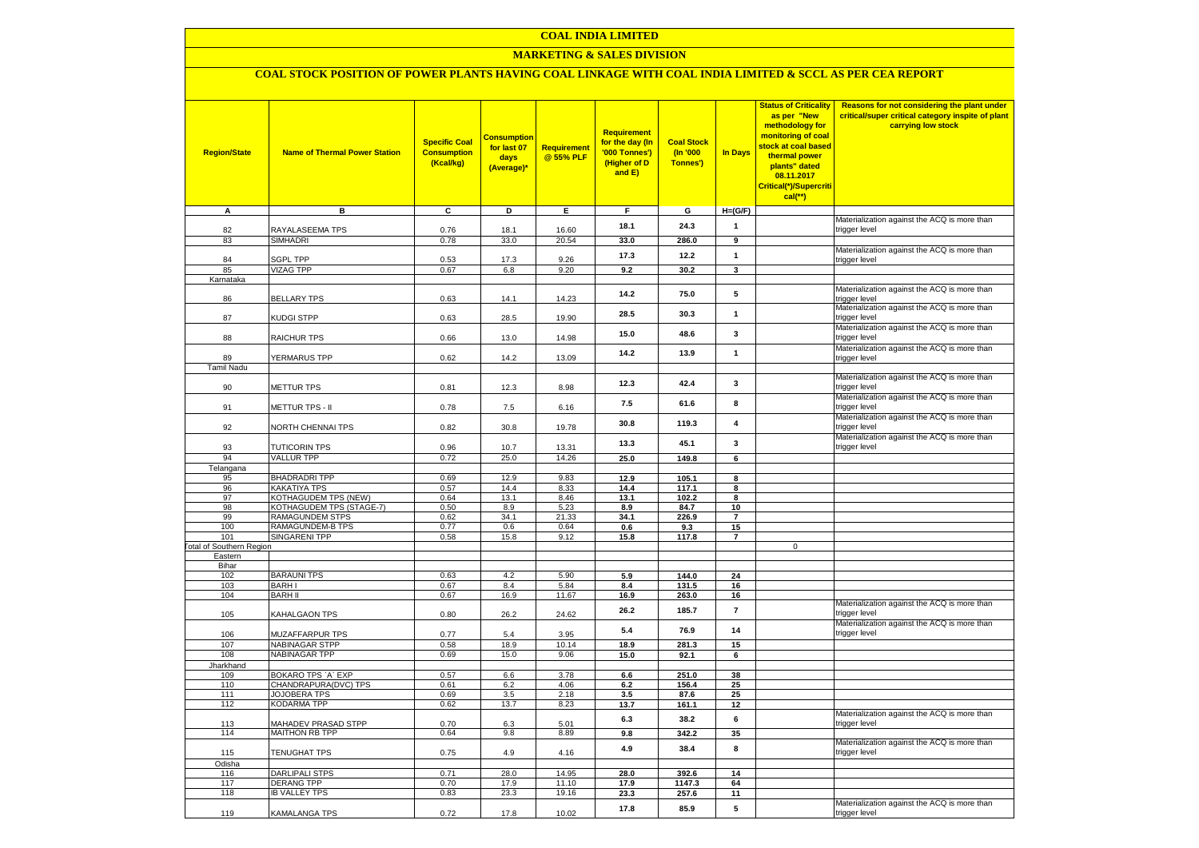# COAL INDIA LIMITED

## MARKETING & SALES DIVISION

### COAL STOCK POSITION OF POWER PLANTS HAVING COAL LINKAGE WITH COAL INDIA LIMITED & SCCL AS PER CEA REPORT

| Region/State | Name of Thermal Power Station | Specific Coal Consumption (Kcal/kg) | Consumption for last 07 days (Average)* | Requirement @ 55% PLF | Requirement for the day (In '000 Tonnes') (Higher of D and E) | Coal Stock (In '000 Tonnes') | In Days | Status of Criticality as per "New methodology for monitoring of coal stock at coal based thermal power plants" dated 08.11.2017 Critical(*)/Supercritical(**) | Reasons for not considering the plant under critical/super critical category inspite of plant carrying low stock |
|---|---|---|---|---|---|---|---|---|---|
| A | B | C | D | E | F | G | H=(G/F) | | |
| 82 | RAYALASEEMA TPS | 0.76 | 18.1 | 16.60 | 18.1 | 24.3 | 1 | | Materialization against the ACQ is more than trigger level |
| 83 | SIMHADRI | 0.78 | 33.0 | 20.54 | 33.0 | 286.0 | 9 | | |
| 84 | SGPL TPP | 0.53 | 17.3 | 9.26 | 17.3 | 12.2 | 1 | | Materialization against the ACQ is more than trigger level |
| 85 | VIZAG TPP | 0.67 | 6.8 | 9.20 | 9.2 | 30.2 | 3 | | |
| Karnataka | | | | | | | | | |
| 86 | BELLARY TPS | 0.63 | 14.1 | 14.23 | 14.2 | 75.0 | 5 | | Materialization against the ACQ is more than trigger level |
| 87 | KUDGI STPP | 0.63 | 28.5 | 19.90 | 28.5 | 30.3 | 1 | | Materialization against the ACQ is more than trigger level |
| 88 | RAICHUR TPS | 0.66 | 13.0 | 14.98 | 15.0 | 48.6 | 3 | | Materialization against the ACQ is more than trigger level |
| 89 | YERMARUS TPP | 0.62 | 14.2 | 13.09 | 14.2 | 13.9 | 1 | | Materialization against the ACQ is more than trigger level |
| Tamil Nadu | | | | | | | | | |
| 90 | METTUR TPS | 0.81 | 12.3 | 8.98 | 12.3 | 42.4 | 3 | | Materialization against the ACQ is more than trigger level |
| 91 | METTUR TPS - II | 0.78 | 7.5 | 6.16 | 7.5 | 61.6 | 8 | | Materialization against the ACQ is more than trigger level |
| 92 | NORTH CHENNAI TPS | 0.82 | 30.8 | 19.78 | 30.8 | 119.3 | 4 | | Materialization against the ACQ is more than trigger level |
| 93 | TUTICORIN TPS | 0.96 | 10.7 | 13.31 | 13.3 | 45.1 | 3 | | Materialization against the ACQ is more than trigger level |
| 94 | VALLUR TPP | 0.72 | 25.0 | 14.26 | 25.0 | 149.8 | 6 | | |
| Telangana | | | | | | | | | |
| 95 | BHADRADRI TPP | 0.69 | 12.9 | 9.83 | 12.9 | 105.1 | 8 | | |
| 96 | KAKATIYA TPS | 0.57 | 14.4 | 8.33 | 14.4 | 117.1 | 8 | | |
| 97 | KOTHAGUDEM TPS (NEW) | 0.64 | 13.1 | 8.46 | 13.1 | 102.2 | 8 | | |
| 98 | KOTHAGUDEM TPS (STAGE-7) | 0.50 | 8.9 | 5.23 | 8.9 | 84.7 | 10 | | |
| 99 | RAMAGUNDEM STPS | 0.62 | 34.1 | 21.33 | 34.1 | 226.9 | 7 | | |
| 100 | RAMAGUNDEM-B TPS | 0.77 | 0.6 | 0.64 | 0.6 | 9.3 | 15 | | |
| 101 | SINGARENI TPP | 0.58 | 15.8 | 9.12 | 15.8 | 117.8 | 7 | | |
| Total of Southern Region | | | | | | | | 0 | |
| Eastern | | | | | | | | | |
| Bihar | | | | | | | | | |
| 102 | BARAUNI TPS | 0.63 | 4.2 | 5.90 | 5.9 | 144.0 | 24 | | |
| 103 | BARH I | 0.67 | 8.4 | 5.84 | 8.4 | 131.5 | 16 | | |
| 104 | BARH II | 0.67 | 16.9 | 11.67 | 16.9 | 263.0 | 16 | | |
| 105 | KAHALGAON TPS | 0.80 | 26.2 | 24.62 | 26.2 | 185.7 | 7 | | Materialization against the ACQ is more than trigger level |
| 106 | MUZAFFARPUR TPS | 0.77 | 5.4 | 3.95 | 5.4 | 76.9 | 14 | | Materialization against the ACQ is more than trigger level |
| 107 | NABINAGAR STPP | 0.58 | 18.9 | 10.14 | 18.9 | 281.3 | 15 | | |
| 108 | NABINAGAR TPP | 0.69 | 15.0 | 9.06 | 15.0 | 92.1 | 6 | | |
| Jharkhand | | | | | | | | | |
| 109 | BOKARO TPS `A` EXP | 0.57 | 6.6 | 3.78 | 6.6 | 251.0 | 38 | | |
| 110 | CHANDRAPURA(DVC) TPS | 0.61 | 6.2 | 4.06 | 6.2 | 156.4 | 25 | | |
| 111 | JOJOBERA TPS | 0.69 | 3.5 | 2.18 | 3.5 | 87.6 | 25 | | |
| 112 | KODARMA TPP | 0.62 | 13.7 | 8.23 | 13.7 | 161.1 | 12 | | |
| 113 | MAHADEV PRASAD STPP | 0.70 | 6.3 | 5.01 | 6.3 | 38.2 | 6 | | Materialization against the ACQ is more than trigger level |
| 114 | MAITHON RB TPP | 0.64 | 9.8 | 8.89 | 9.8 | 342.2 | 35 | | |
| 115 | TENUGHAT TPS | 0.75 | 4.9 | 4.16 | 4.9 | 38.4 | 8 | | Materialization against the ACQ is more than trigger level |
| Odisha | | | | | | | | | |
| 116 | DARLIPALI STPS | 0.71 | 28.0 | 14.95 | 28.0 | 392.6 | 14 | | |
| 117 | DERANG TPP | 0.70 | 17.9 | 11.10 | 17.9 | 1147.3 | 64 | | |
| 118 | IB VALLEY TPS | 0.83 | 23.3 | 19.16 | 23.3 | 257.6 | 11 | | |
| 119 | KAMALANGA TPS | 0.72 | 17.8 | 10.02 | 17.8 | 85.9 | 5 | | Materialization against the ACQ is more than trigger level |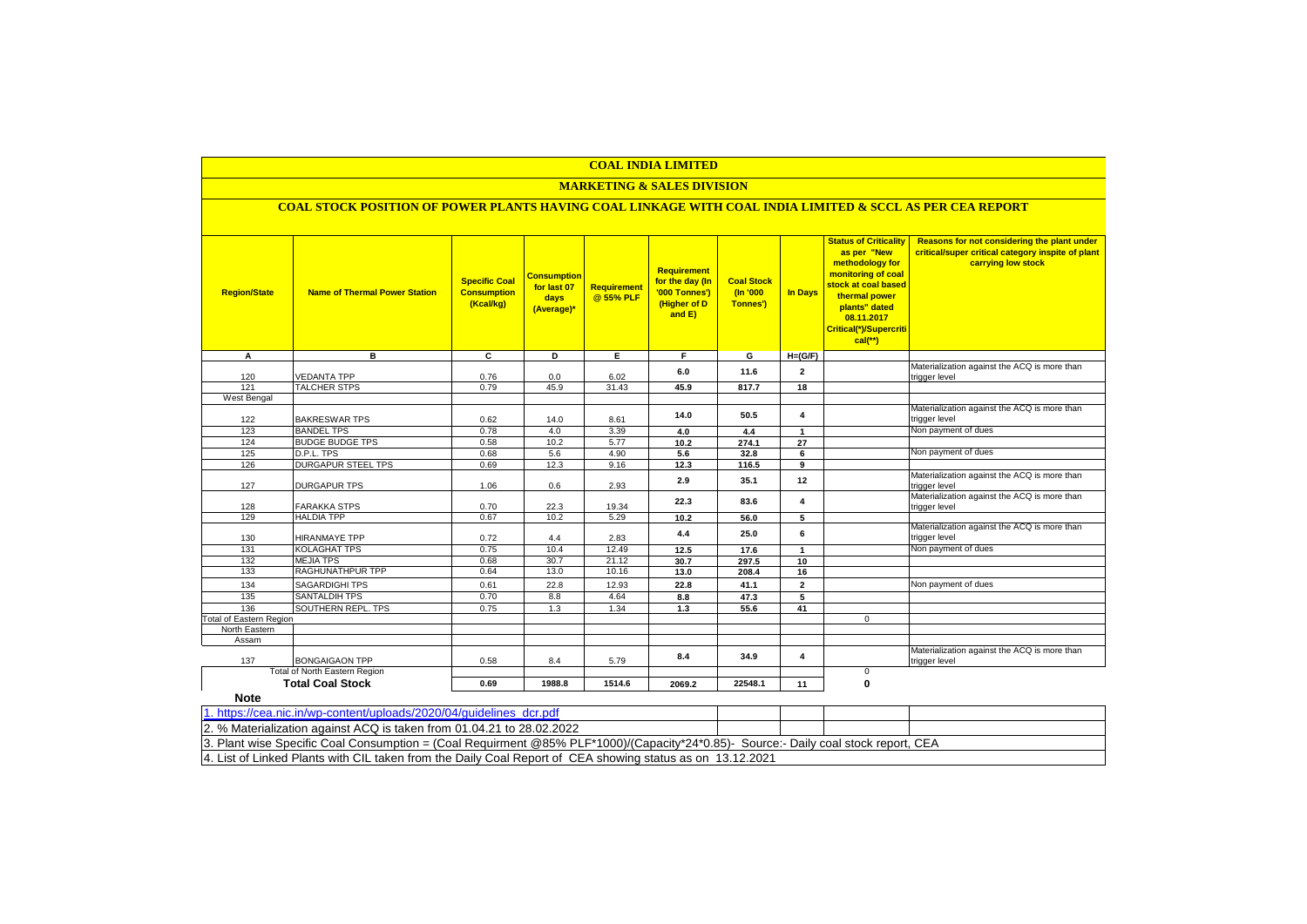# COAL INDIA LIMITED

## MARKETING & SALES DIVISION

### COAL STOCK POSITION OF POWER PLANTS HAVING COAL LINKAGE WITH COAL INDIA LIMITED & SCCL AS PER CEA REPORT

| Region/State | Name of Thermal Power Station | Specific Coal Consumption (Kcal/kg) | Consumption for last 07 days (Average)* | Requirement @ 55% PLF | Requirement for the day (In '000 Tonnes') (Higher of D and E) | Coal Stock (In '000 Tonnes') | In Days | Status of Criticality as per "New methodology for monitoring of coal stock at coal based thermal power plants" dated 08.11.2017 Critical(*)/Supercritical(**) | Reasons for not considering the plant under critical/super critical category inspite of plant carrying low stock |
|---|---|---|---|---|---|---|---|---|---|
| A | B | C | D | E | F | G | H=(G/F) | | |
| 120 | VEDANTA TPP | 0.76 | 0.0 | 6.02 | 6.0 | 11.6 | 2 | | Materialization against the ACQ is more than trigger level |
| 121 | TALCHER STPS | 0.79 | 45.9 | 31.43 | 45.9 | 817.7 | 18 | | |
| West Bengal | | | | | | | | | |
| 122 | BAKRESWAR TPS | 0.62 | 14.0 | 8.61 | 14.0 | 50.5 | 4 | | Materialization against the ACQ is more than trigger level |
| 123 | BANDEL TPS | 0.78 | 4.0 | 3.39 | 4.0 | 4.4 | 1 | | Non payment of dues |
| 124 | BUDGE BUDGE TPS | 0.58 | 10.2 | 5.77 | 10.2 | 274.1 | 27 | | |
| 125 | D.P.L. TPS | 0.68 | 5.6 | 4.90 | 5.6 | 32.8 | 6 | | Non payment of dues |
| 126 | DURGAPUR STEEL TPS | 0.69 | 12.3 | 9.16 | 12.3 | 116.5 | 9 | | |
| 127 | DURGAPUR TPS | 1.06 | 0.6 | 2.93 | 2.9 | 35.1 | 12 | | Materialization against the ACQ is more than trigger level |
| 128 | FARAKKA STPS | 0.70 | 22.3 | 19.34 | 22.3 | 83.6 | 4 | | Materialization against the ACQ is more than trigger level |
| 129 | HALDIA TPP | 0.67 | 10.2 | 5.29 | 10.2 | 56.0 | 5 | | |
| 130 | HIRANMAYE TPP | 0.72 | 4.4 | 2.83 | 4.4 | 25.0 | 6 | | Materialization against the ACQ is more than trigger level |
| 131 | KOLAGHAT TPS | 0.75 | 10.4 | 12.49 | 12.5 | 17.6 | 1 | | Non payment of dues |
| 132 | MEJIA TPS | 0.68 | 30.7 | 21.12 | 30.7 | 297.5 | 10 | | |
| 133 | RAGHUNATHPUR TPP | 0.64 | 13.0 | 10.16 | 13.0 | 208.4 | 16 | | |
| 134 | SAGARDIGHI TPS | 0.61 | 22.8 | 12.93 | 22.8 | 41.1 | 2 | | Non payment of dues |
| 135 | SANTALDIH TPS | 0.70 | 8.8 | 4.64 | 8.8 | 47.3 | 5 | | |
| 136 | SOUTHERN REPL. TPS | 0.75 | 1.3 | 1.34 | 1.3 | 55.6 | 41 | | |
| Total of Eastern Region | | | | | | | | 0 | |
| North Eastern | | | | | | | | | |
| Assam | | | | | | | | | |
| 137 | BONGAIGAON TPP | 0.58 | 8.4 | 5.79 | 8.4 | 34.9 | 4 | | Materialization against the ACQ is more than trigger level |
| Total of North Eastern Region | | | | | | | | 0 | |
| Total Coal Stock | | 0.69 | 1988.8 | 1514.6 | 2069.2 | 22548.1 | 11 | 0 | |

**Note**

1. https://cea.nic.in/wp-content/uploads/2020/04/guidelines_dcr.pdf
2. % Materialization against ACQ is taken from 01.04.21 to 28.02.2022
3. Plant wise Specific Coal Consumption = (Coal Requirment @85% PLF*1000)/(Capacity*24*0.85)- Source:- Daily coal stock report, CEA
4. List of Linked Plants with CIL taken from the Daily Coal Report of CEA showing status as on 13.12.2021